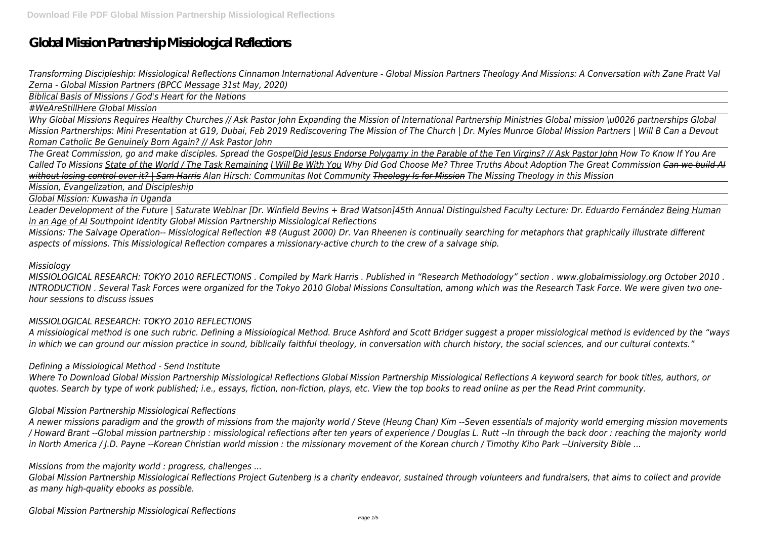# Global Mission Partnership Missiological Reflections

*Transforming Discipleship: Missiological Reflections Cinnamon International Adventure - Global Mission Partners Theology And Missions: A Conversation with Zane Pratt Val Zerna - Global Mission Partners (BPCC Message 31st May, 2020)*

*Biblical Basis of Missions / God's Heart for the Nations*

*#WeAreStillHere Global Mission*

*Why Global Missions Requires Healthy Churches // Ask Pastor John Expanding the Mission of International Partnership Ministries Global mission \u0026 partnerships Global Mission Partnerships: Mini Presentation at G19, Dubai, Feb 2019 Rediscovering The Mission of The Church | Dr. Myles Munroe Global Mission Partners | Will B Can a Devout Roman Catholic Be Genuinely Born Again? // Ask Pastor John*

*The Great Commission, go and make disciples. Spread the GospelDid Jesus Endorse Polygamy in the Parable of the Ten Virgins? // Ask Pastor John How To Know If You Are Called To Missions State of the World / The Task Remaining I Will Be With You Why Did God Choose Me? Three Truths About Adoption The Great Commission Can we build AI without losing control over it? | Sam Harris Alan Hirsch: Communitas Not Community Theology Is for Mission The Missing Theology in this Mission*

*Mission, Evangelization, and Discipleship*

*Global Mission: Kuwasha in Uganda*

*Leader Development of the Future | Saturate Webinar [Dr. Winfield Bevins + Brad Watson]45th Annual Distinguished Faculty Lecture: Dr. Eduardo Fernández Being Human in an Age of AI Southpoint Identity Global Mission Partnership Missiological Reflections*

*Missions: The Salvage Operation-- Missiological Reflection #8 (August 2000) Dr. Van Rheenen is continually searching for metaphors that graphically illustrate different aspects of missions. This Missiological Reflection compares a missionary-active church to the crew of a salvage ship.*

*Missiology*

*MISSIOLOGICAL RESEARCH: TOKYO 2010 REFLECTIONS . Compiled by Mark Harris . Published in "Research Methodology" section . www.globalmissiology.org October 2010 . INTRODUCTION . Several Task Forces were organized for the Tokyo 2010 Global Missions Consultation, among which was the Research Task Force. We were given two one-hour sessions to discuss issues*

*MISSIOLOGICAL RESEARCH: TOKYO 2010 REFLECTIONS*

*A missiological method is one such rubric. Defining a Missiological Method. Bruce Ashford and Scott Bridger suggest a proper missiological method is evidenced by the "ways in which we can ground our mission practice in sound, biblically faithful theology, in conversation with church history, the social sciences, and our cultural contexts."*

*Defining a Missiological Method - Send Institute*

*Where To Download Global Mission Partnership Missiological Reflections Global Mission Partnership Missiological Reflections A keyword search for book titles, authors, or quotes. Search by type of work published; i.e., essays, fiction, non-fiction, plays, etc. View the top books to read online as per the Read Print community.*

*Global Mission Partnership Missiological Reflections*

*A newer missions paradigm and the growth of missions from the majority world / Steve (Heung Chan) Kim --Seven essentials of majority world emerging mission movements / Howard Brant --Global mission partnership : missiological reflections after ten years of experience / Douglas L. Rutt --In through the back door : reaching the majority world in North America / J.D. Payne --Korean Christian world mission : the missionary movement of the Korean church / Timothy Kiho Park --University Bible ...*

*Missions from the majority world : progress, challenges ...*

*Global Mission Partnership Missiological Reflections Project Gutenberg is a charity endeavor, sustained through volunteers and fundraisers, that aims to collect and provide as many high-quality ebooks as possible.*

*Global Mission Partnership Missiological Reflections*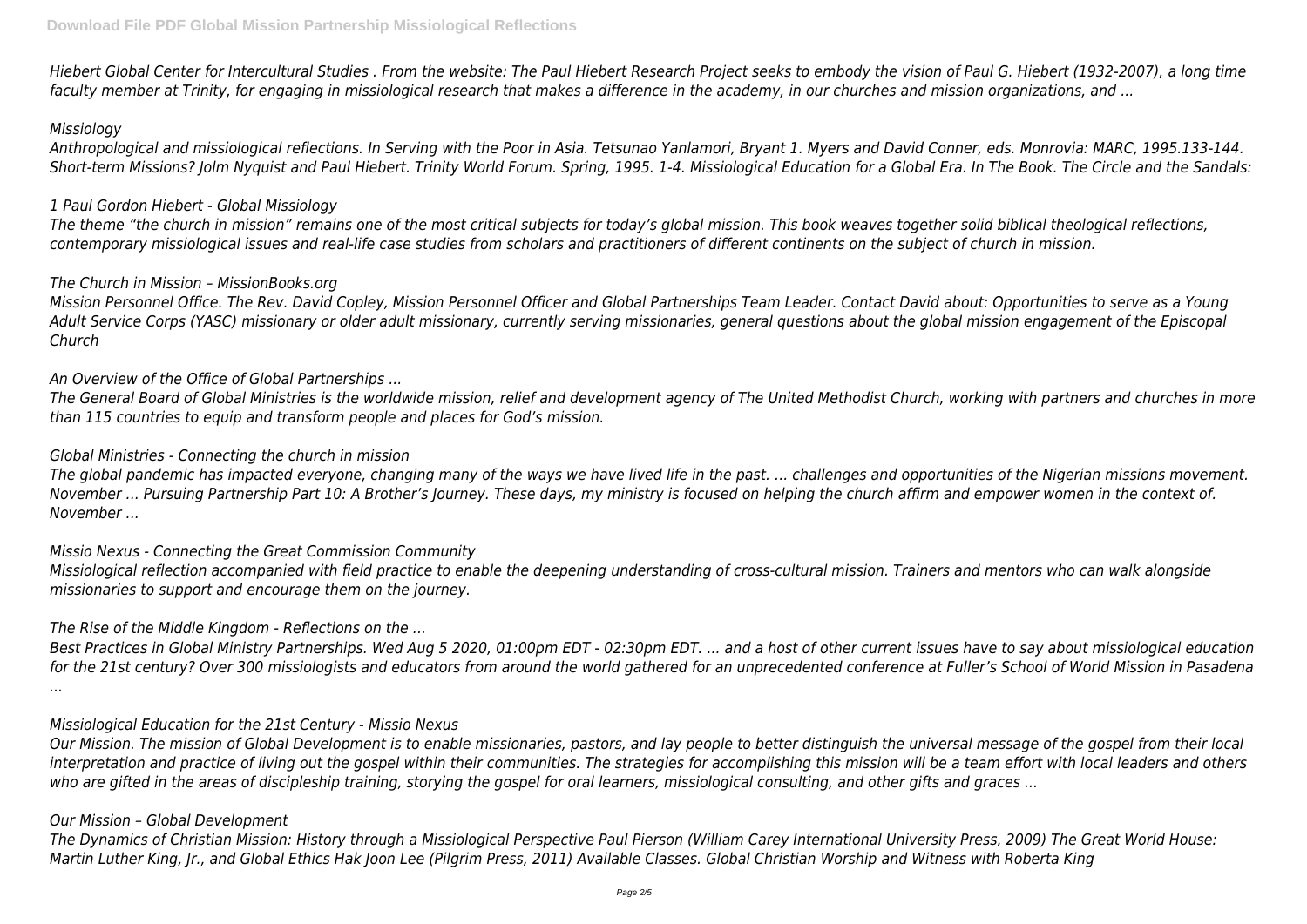*Hiebert Global Center for Intercultural Studies . From the website: The Paul Hiebert Research Project seeks to embody the vision of Paul G. Hiebert (1932-2007), a long time faculty member at Trinity, for engaging in missiological research that makes a difference in the academy, in our churches and mission organizations, and ...*

*Missiology*

*Anthropological and missiological reflections. In Serving with the Poor in Asia. Tetsunao Yanlamori, Bryant 1. Myers and David Conner, eds. Monrovia: MARC, 1995.133-144. Short-term Missions? Jolm Nyquist and Paul Hiebert. Trinity World Forum. Spring, 1995. 1-4. Missiological Education for a Global Era. In The Book. The Circle and the Sandals:*

*1 Paul Gordon Hiebert - Global Missiology*

*The theme "the church in mission" remains one of the most critical subjects for today's global mission. This book weaves together solid biblical theological reflections, contemporary missiological issues and real-life case studies from scholars and practitioners of different continents on the subject of church in mission.*

*The Church in Mission – MissionBooks.org*

*Mission Personnel Office. The Rev. David Copley, Mission Personnel Officer and Global Partnerships Team Leader. Contact David about: Opportunities to serve as a Young Adult Service Corps (YASC) missionary or older adult missionary, currently serving missionaries, general questions about the global mission engagement of the Episcopal Church*

*An Overview of the Office of Global Partnerships ...*

*The General Board of Global Ministries is the worldwide mission, relief and development agency of The United Methodist Church, working with partners and churches in more than 115 countries to equip and transform people and places for God's mission.*

*Global Ministries - Connecting the church in mission*

*The global pandemic has impacted everyone, changing many of the ways we have lived life in the past. ... challenges and opportunities of the Nigerian missions movement. November ... Pursuing Partnership Part 10: A Brother's Journey. These days, my ministry is focused on helping the church affirm and empower women in the context of. November ...*

*Missio Nexus - Connecting the Great Commission Community*

*Missiological reflection accompanied with field practice to enable the deepening understanding of cross-cultural mission. Trainers and mentors who can walk alongside missionaries to support and encourage them on the journey.*

*The Rise of the Middle Kingdom - Reflections on the ...*

*Best Practices in Global Ministry Partnerships. Wed Aug 5 2020, 01:00pm EDT - 02:30pm EDT. ... and a host of other current issues have to say about missiological education for the 21st century? Over 300 missiologists and educators from around the world gathered for an unprecedented conference at Fuller's School of World Mission in Pasadena ...*

*Missiological Education for the 21st Century - Missio Nexus*

*Our Mission. The mission of Global Development is to enable missionaries, pastors, and lay people to better distinguish the universal message of the gospel from their local interpretation and practice of living out the gospel within their communities. The strategies for accomplishing this mission will be a team effort with local leaders and others who are gifted in the areas of discipleship training, storying the gospel for oral learners, missiological consulting, and other gifts and graces ...*

*Our Mission – Global Development*

*The Dynamics of Christian Mission: History through a Missiological Perspective Paul Pierson (William Carey International University Press, 2009) The Great World House: Martin Luther King, Jr., and Global Ethics Hak Joon Lee (Pilgrim Press, 2011) Available Classes. Global Christian Worship and Witness with Roberta King*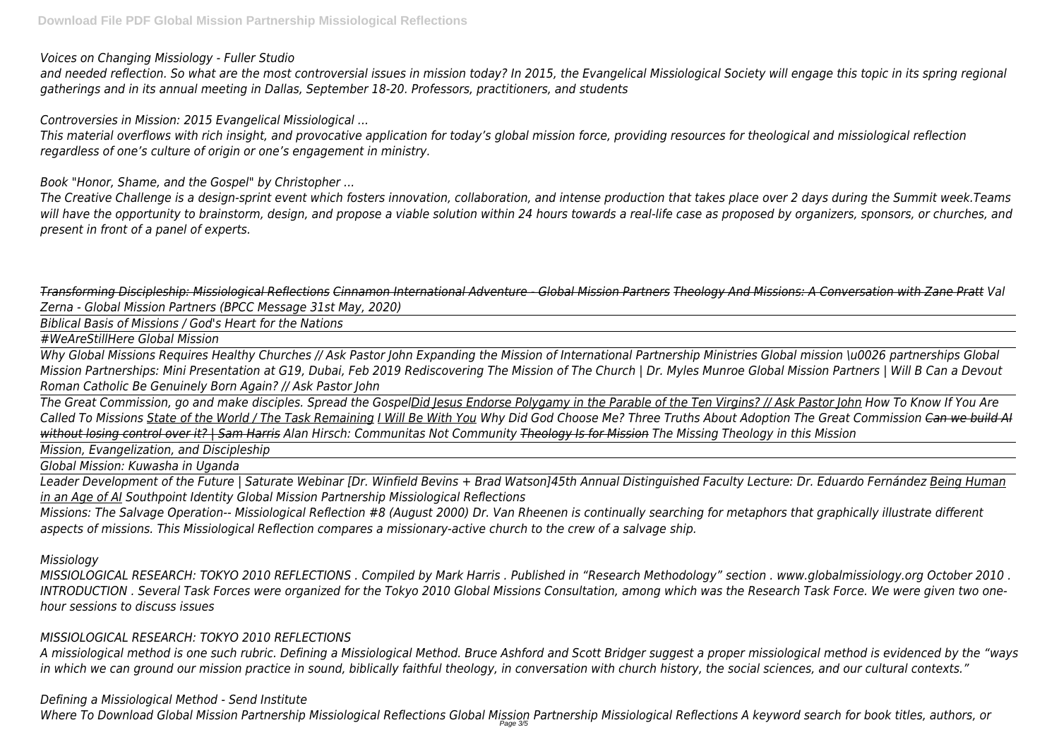*Voices on Changing Missiology - Fuller Studio*

*and needed reflection. So what are the most controversial issues in mission today? In 2015, the Evangelical Missiological Society will engage this topic in its spring regional gatherings and in its annual meeting in Dallas, September 18-20. Professors, practitioners, and students*

*Controversies in Mission: 2015 Evangelical Missiological ...*

*This material overflows with rich insight, and provocative application for today's global mission force, providing resources for theological and missiological reflection regardless of one's culture of origin or one's engagement in ministry.*

*Book "Honor, Shame, and the Gospel" by Christopher ...*

*The Creative Challenge is a design-sprint event which fosters innovation, collaboration, and intense production that takes place over 2 days during the Summit week.Teams will have the opportunity to brainstorm, design, and propose a viable solution within 24 hours towards a real-life case as proposed by organizers, sponsors, or churches, and present in front of a panel of experts.*

*Transforming Discipleship: Missiological Reflections Cinnamon International Adventure - Global Mission Partners Theology And Missions: A Conversation with Zane Pratt Val Zerna - Global Mission Partners (BPCC Message 31st May, 2020)*

*Biblical Basis of Missions / God's Heart for the Nations*

*#WeAreStillHere Global Mission*

*Why Global Missions Requires Healthy Churches // Ask Pastor John Expanding the Mission of International Partnership Ministries Global mission \u0026 partnerships Global Mission Partnerships: Mini Presentation at G19, Dubai, Feb 2019 Rediscovering The Mission of The Church | Dr. Myles Munroe Global Mission Partners | Will B Can a Devout Roman Catholic Be Genuinely Born Again? // Ask Pastor John*

*The Great Commission, go and make disciples. Spread the GospelDid Jesus Endorse Polygamy in the Parable of the Ten Virgins? // Ask Pastor John How To Know If You Are Called To Missions State of the World / The Task Remaining I Will Be With You Why Did God Choose Me? Three Truths About Adoption The Great Commission ~~Can we build AI without losing control over it? | Sam Harris~~ Alan Hirsch: Communitas Not Community ~~Theology Is for Mission~~ The Missing Theology in this Mission*

*Mission, Evangelization, and Discipleship*

*Global Mission: Kuwasha in Uganda*

*Leader Development of the Future | Saturate Webinar [Dr. Winfield Bevins + Brad Watson]45th Annual Distinguished Faculty Lecture: Dr. Eduardo Fernández Being Human in an Age of AI Southpoint Identity Global Mission Partnership Missiological Reflections*

*Missions: The Salvage Operation-- Missiological Reflection #8 (August 2000) Dr. Van Rheenen is continually searching for metaphors that graphically illustrate different aspects of missions. This Missiological Reflection compares a missionary-active church to the crew of a salvage ship.*

*Missiology*

*MISSIOLOGICAL RESEARCH: TOKYO 2010 REFLECTIONS . Compiled by Mark Harris . Published in "Research Methodology" section . www.globalmissiology.org October 2010 . INTRODUCTION . Several Task Forces were organized for the Tokyo 2010 Global Missions Consultation, among which was the Research Task Force. We were given two one-hour sessions to discuss issues*

*MISSIOLOGICAL RESEARCH: TOKYO 2010 REFLECTIONS*

*A missiological method is one such rubric. Defining a Missiological Method. Bruce Ashford and Scott Bridger suggest a proper missiological method is evidenced by the "ways in which we can ground our mission practice in sound, biblically faithful theology, in conversation with church history, the social sciences, and our cultural contexts."*

*Defining a Missiological Method - Send Institute*

*Where To Download Global Mission Partnership Missiological Reflections Global Mission Partnership Missiological Reflections A keyword search for book titles, authors, or*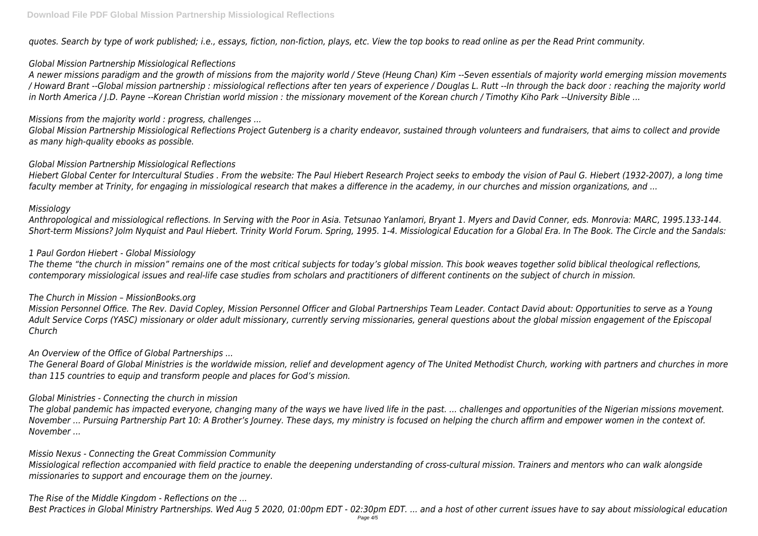*quotes. Search by type of work published; i.e., essays, fiction, non-fiction, plays, etc. View the top books to read online as per the Read Print community.*

*Global Mission Partnership Missiological Reflections*

*A newer missions paradigm and the growth of missions from the majority world / Steve (Heung Chan) Kim --Seven essentials of majority world emerging mission movements / Howard Brant --Global mission partnership : missiological reflections after ten years of experience / Douglas L. Rutt --In through the back door : reaching the majority world in North America / J.D. Payne --Korean Christian world mission : the missionary movement of the Korean church / Timothy Kiho Park --University Bible ...*

*Missions from the majority world : progress, challenges ...*

*Global Mission Partnership Missiological Reflections Project Gutenberg is a charity endeavor, sustained through volunteers and fundraisers, that aims to collect and provide as many high-quality ebooks as possible.*

*Global Mission Partnership Missiological Reflections*

*Hiebert Global Center for Intercultural Studies . From the website: The Paul Hiebert Research Project seeks to embody the vision of Paul G. Hiebert (1932-2007), a long time faculty member at Trinity, for engaging in missiological research that makes a difference in the academy, in our churches and mission organizations, and ...*

*Missiology*

*Anthropological and missiological reflections. In Serving with the Poor in Asia. Tetsunao Yanlamori, Bryant 1. Myers and David Conner, eds. Monrovia: MARC, 1995.133-144. Short-term Missions? Jolm Nyquist and Paul Hiebert. Trinity World Forum. Spring, 1995. 1-4. Missiological Education for a Global Era. In The Book. The Circle and the Sandals:*

*1 Paul Gordon Hiebert - Global Missiology*

*The theme "the church in mission" remains one of the most critical subjects for today's global mission. This book weaves together solid biblical theological reflections, contemporary missiological issues and real-life case studies from scholars and practitioners of different continents on the subject of church in mission.*

*The Church in Mission – MissionBooks.org*

*Mission Personnel Office. The Rev. David Copley, Mission Personnel Officer and Global Partnerships Team Leader. Contact David about: Opportunities to serve as a Young Adult Service Corps (YASC) missionary or older adult missionary, currently serving missionaries, general questions about the global mission engagement of the Episcopal Church*

*An Overview of the Office of Global Partnerships ...*

*The General Board of Global Ministries is the worldwide mission, relief and development agency of The United Methodist Church, working with partners and churches in more than 115 countries to equip and transform people and places for God's mission.*

*Global Ministries - Connecting the church in mission*

*The global pandemic has impacted everyone, changing many of the ways we have lived life in the past. ... challenges and opportunities of the Nigerian missions movement. November ... Pursuing Partnership Part 10: A Brother's Journey. These days, my ministry is focused on helping the church affirm and empower women in the context of. November ...*

*Missio Nexus - Connecting the Great Commission Community*

*Missiological reflection accompanied with field practice to enable the deepening understanding of cross-cultural mission. Trainers and mentors who can walk alongside missionaries to support and encourage them on the journey.*

*The Rise of the Middle Kingdom - Reflections on the ...*

*Best Practices in Global Ministry Partnerships. Wed Aug 5 2020, 01:00pm EDT - 02:30pm EDT. ... and a host of other current issues have to say about missiological education*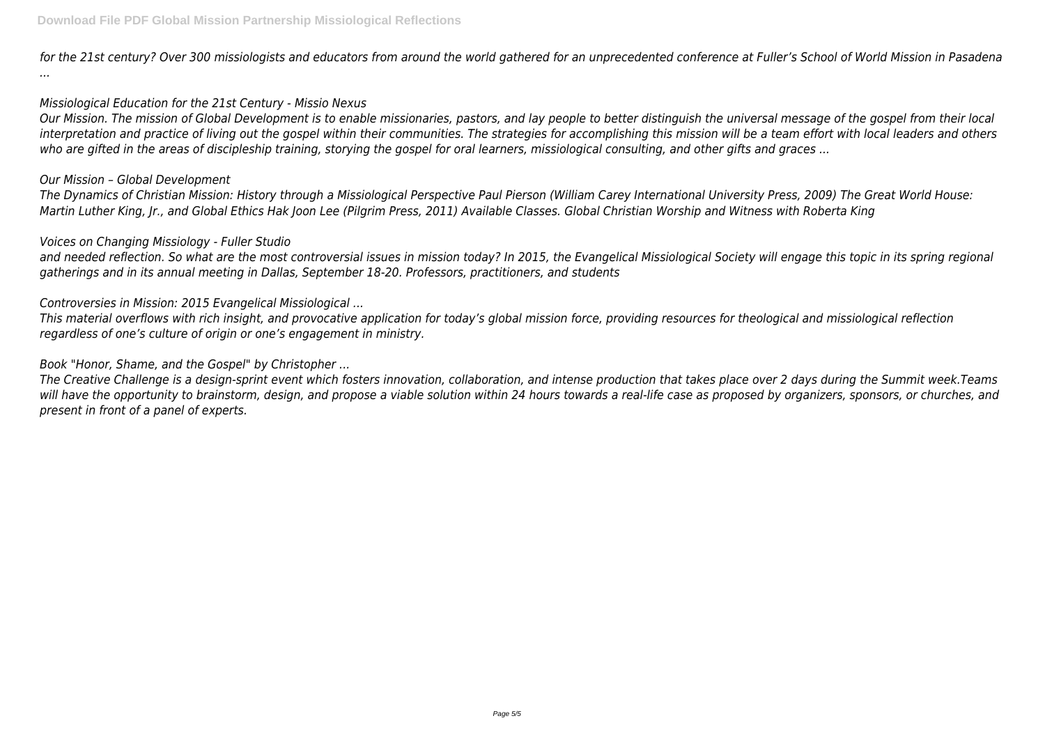*for the 21st century? Over 300 missiologists and educators from around the world gathered for an unprecedented conference at Fuller's School of World Mission in Pasadena ...*

*Missiological Education for the 21st Century - Missio Nexus*

*Our Mission. The mission of Global Development is to enable missionaries, pastors, and lay people to better distinguish the universal message of the gospel from their local interpretation and practice of living out the gospel within their communities. The strategies for accomplishing this mission will be a team effort with local leaders and others who are gifted in the areas of discipleship training, storying the gospel for oral learners, missiological consulting, and other gifts and graces ...*

*Our Mission – Global Development*

*The Dynamics of Christian Mission: History through a Missiological Perspective Paul Pierson (William Carey International University Press, 2009) The Great World House: Martin Luther King, Jr., and Global Ethics Hak Joon Lee (Pilgrim Press, 2011) Available Classes. Global Christian Worship and Witness with Roberta King*

*Voices on Changing Missiology - Fuller Studio*

*and needed reflection. So what are the most controversial issues in mission today? In 2015, the Evangelical Missiological Society will engage this topic in its spring regional gatherings and in its annual meeting in Dallas, September 18-20. Professors, practitioners, and students*

*Controversies in Mission: 2015 Evangelical Missiological ...*

*This material overflows with rich insight, and provocative application for today's global mission force, providing resources for theological and missiological reflection regardless of one's culture of origin or one's engagement in ministry.*

*Book "Honor, Shame, and the Gospel" by Christopher ...*

*The Creative Challenge is a design-sprint event which fosters innovation, collaboration, and intense production that takes place over 2 days during the Summit week.Teams will have the opportunity to brainstorm, design, and propose a viable solution within 24 hours towards a real-life case as proposed by organizers, sponsors, or churches, and present in front of a panel of experts.*